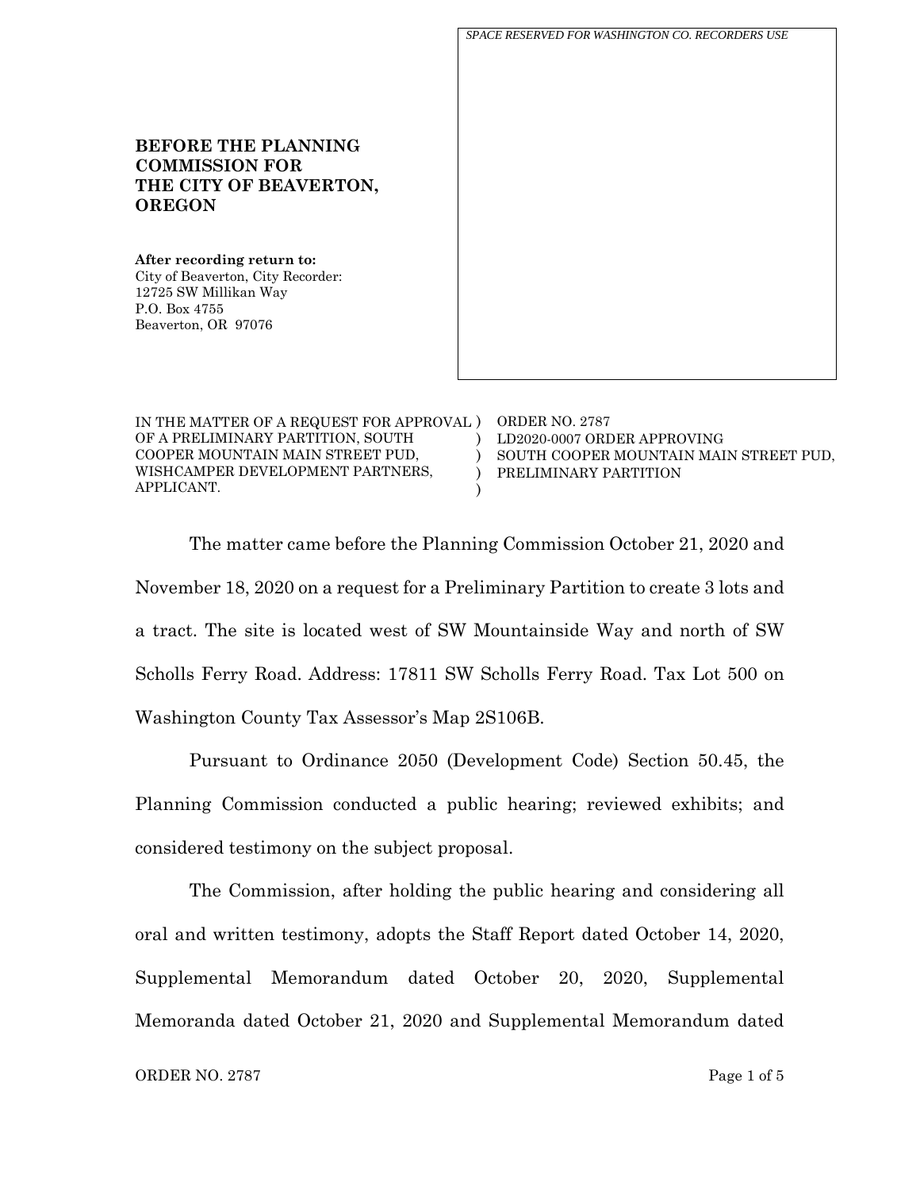SPACE RESERVED FOR WASHINGTON CO. RECORDERS USE

**BEFORE THE PLANNING COMMISSION FOR THE CITY OF BEAVERTON, OREGON**

**After recording return to:**
City of Beaverton, City Recorder:
12725 SW Millikan Way
P.O. Box 4755
Beaverton, OR 97076

IN THE MATTER OF A REQUEST FOR APPROVAL OF A PRELIMINARY PARTITION, SOUTH COOPER MOUNTAIN MAIN STREET PUD, WISHCAMPER DEVELOPMENT PARTNERS, APPLICANT.

ORDER NO. 2787
LD2020-0007 ORDER APPROVING SOUTH COOPER MOUNTAIN MAIN STREET PUD, PRELIMINARY PARTITION

The matter came before the Planning Commission October 21, 2020 and November 18, 2020 on a request for a Preliminary Partition to create 3 lots and a tract. The site is located west of SW Mountainside Way and north of SW Scholls Ferry Road. Address: 17811 SW Scholls Ferry Road. Tax Lot 500 on Washington County Tax Assessor's Map 2S106B.

Pursuant to Ordinance 2050 (Development Code) Section 50.45, the Planning Commission conducted a public hearing; reviewed exhibits; and considered testimony on the subject proposal.

The Commission, after holding the public hearing and considering all oral and written testimony, adopts the Staff Report dated October 14, 2020, Supplemental Memorandum dated October 20, 2020, Supplemental Memoranda dated October 21, 2020 and Supplemental Memorandum dated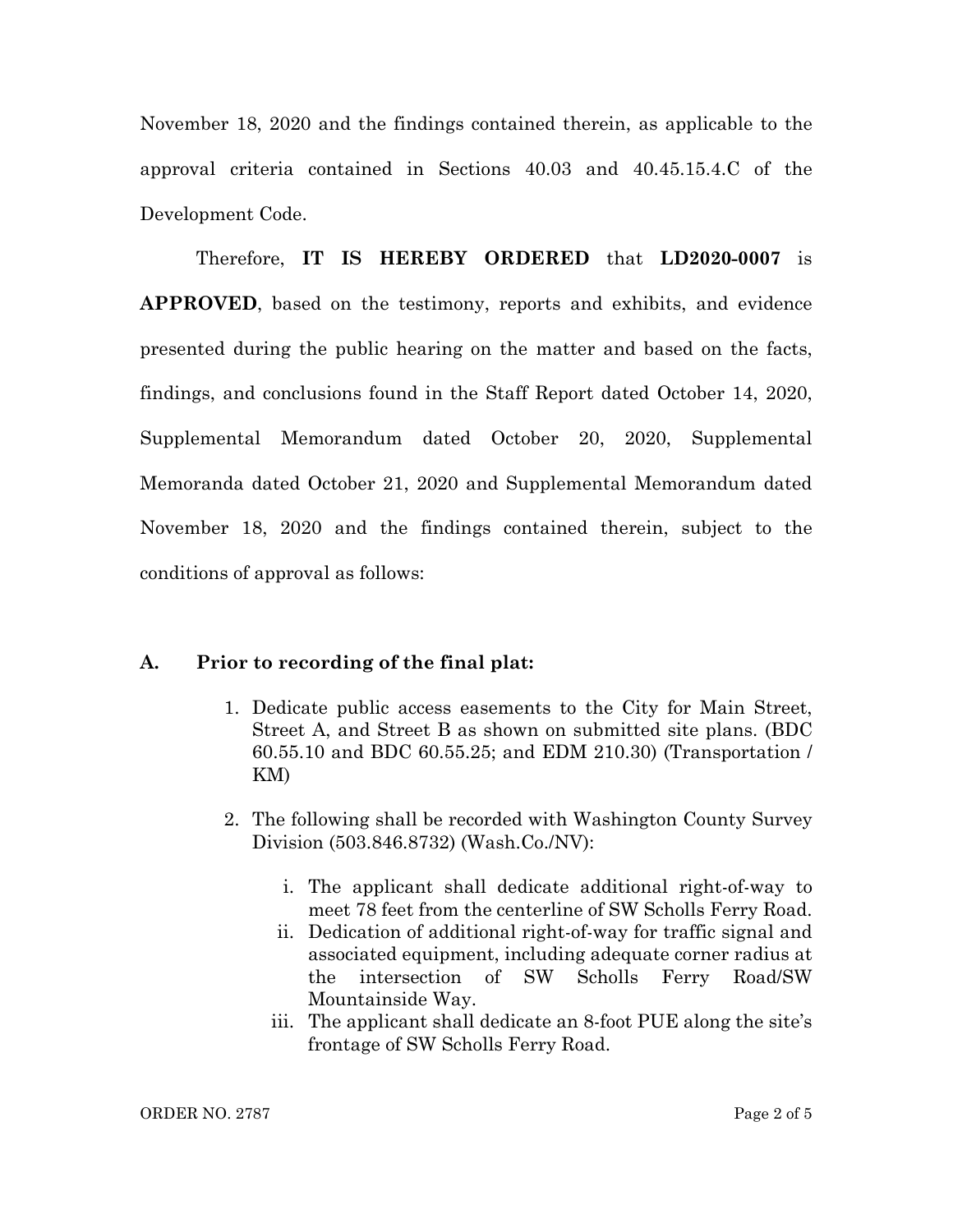November 18, 2020 and the findings contained therein, as applicable to the approval criteria contained in Sections 40.03 and 40.45.15.4.C of the Development Code.

Therefore, **IT IS HEREBY ORDERED** that **LD2020-0007** is **APPROVED**, based on the testimony, reports and exhibits, and evidence presented during the public hearing on the matter and based on the facts, findings, and conclusions found in the Staff Report dated October 14, 2020, Supplemental Memorandum dated October 20, 2020, Supplemental Memoranda dated October 21, 2020 and Supplemental Memorandum dated November 18, 2020 and the findings contained therein, subject to the conditions of approval as follows:

## A. Prior to recording of the final plat:

1. Dedicate public access easements to the City for Main Street, Street A, and Street B as shown on submitted site plans. (BDC 60.55.10 and BDC 60.55.25; and EDM 210.30) (Transportation / KM)

2. The following shall be recorded with Washington County Survey Division (503.846.8732) (Wash.Co./NV):

   i. The applicant shall dedicate additional right-of-way to meet 78 feet from the centerline of SW Scholls Ferry Road.

   ii. Dedication of additional right-of-way for traffic signal and associated equipment, including adequate corner radius at the intersection of SW Scholls Ferry Road/SW Mountainside Way.

   iii. The applicant shall dedicate an 8-foot PUE along the site's frontage of SW Scholls Ferry Road.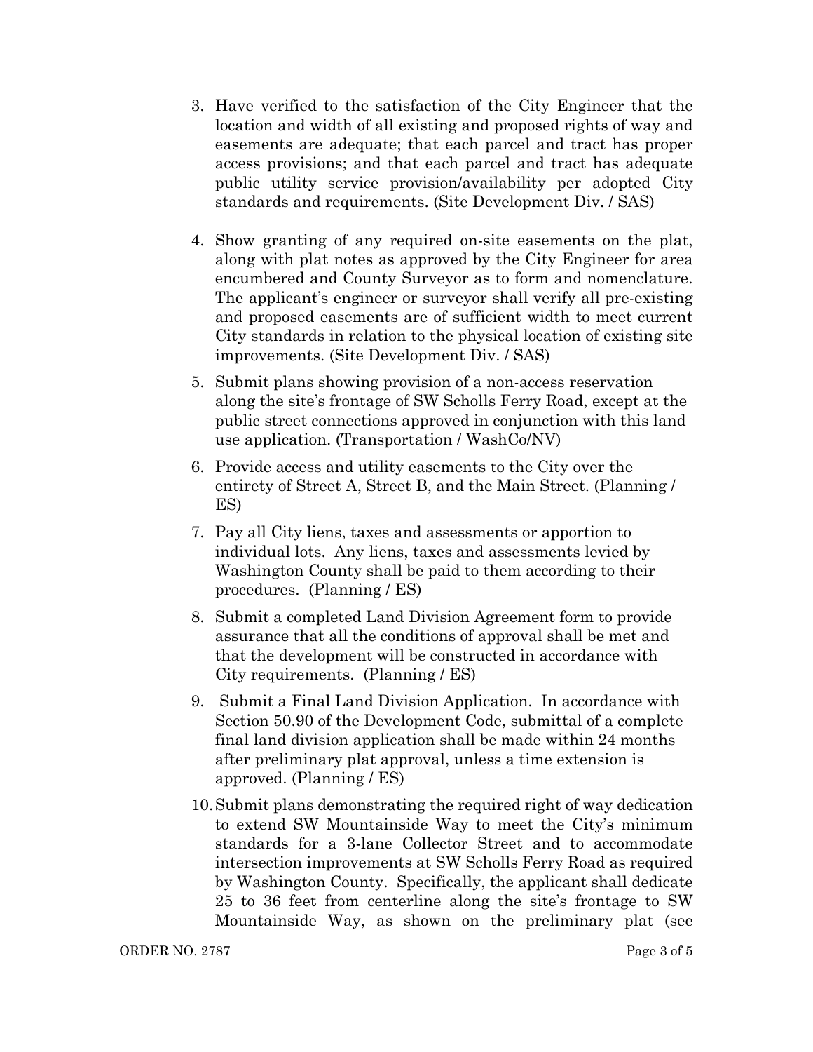3. Have verified to the satisfaction of the City Engineer that the location and width of all existing and proposed rights of way and easements are adequate; that each parcel and tract has proper access provisions; and that each parcel and tract has adequate public utility service provision/availability per adopted City standards and requirements. (Site Development Div. / SAS)

4. Show granting of any required on-site easements on the plat, along with plat notes as approved by the City Engineer for area encumbered and County Surveyor as to form and nomenclature. The applicant's engineer or surveyor shall verify all pre-existing and proposed easements are of sufficient width to meet current City standards in relation to the physical location of existing site improvements. (Site Development Div. / SAS)

5. Submit plans showing provision of a non-access reservation along the site's frontage of SW Scholls Ferry Road, except at the public street connections approved in conjunction with this land use application. (Transportation / WashCo/NV)

6. Provide access and utility easements to the City over the entirety of Street A, Street B, and the Main Street. (Planning / ES)

7. Pay all City liens, taxes and assessments or apportion to individual lots. Any liens, taxes and assessments levied by Washington County shall be paid to them according to their procedures. (Planning / ES)

8. Submit a completed Land Division Agreement form to provide assurance that all the conditions of approval shall be met and that the development will be constructed in accordance with City requirements. (Planning / ES)

9. Submit a Final Land Division Application. In accordance with Section 50.90 of the Development Code, submittal of a complete final land division application shall be made within 24 months after preliminary plat approval, unless a time extension is approved. (Planning / ES)

10. Submit plans demonstrating the required right of way dedication to extend SW Mountainside Way to meet the City's minimum standards for a 3-lane Collector Street and to accommodate intersection improvements at SW Scholls Ferry Road as required by Washington County. Specifically, the applicant shall dedicate 25 to 36 feet from centerline along the site's frontage to SW Mountainside Way, as shown on the preliminary plat (see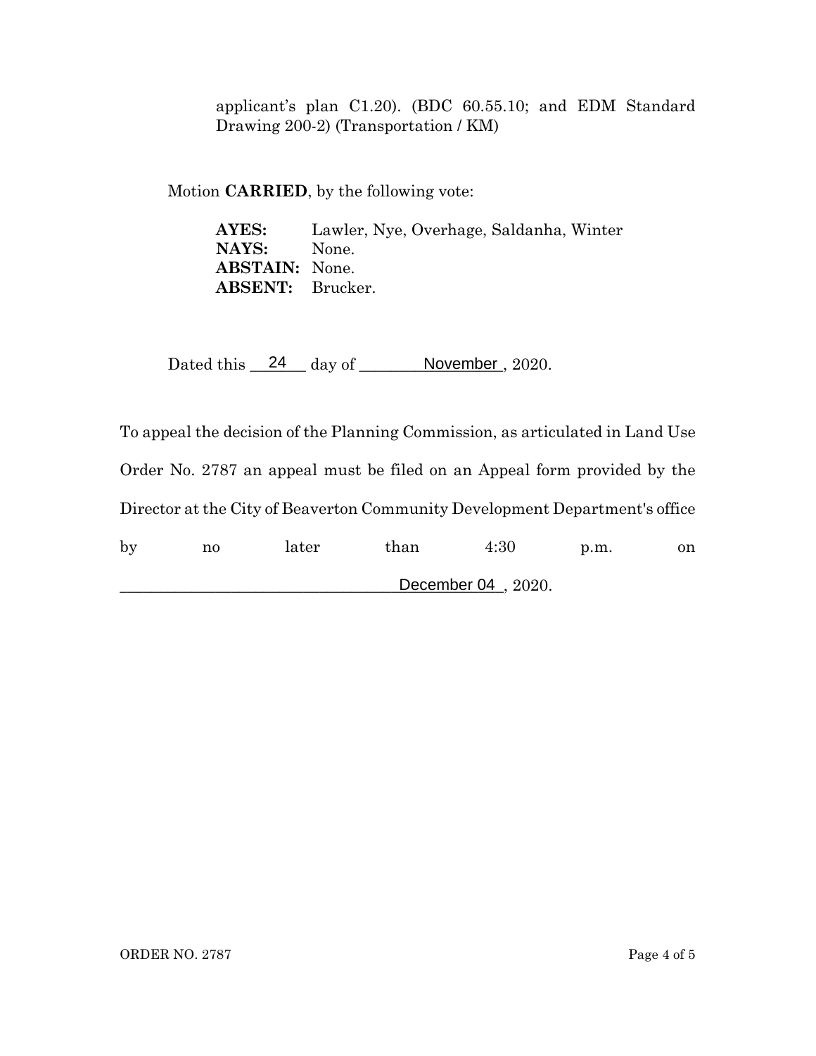applicant's plan C1.20). (BDC 60.55.10; and EDM Standard Drawing 200-2) (Transportation / KM)

Motion **CARRIED**, by the following vote:

**AYES:** Lawler, Nye, Overhage, Saldanha, Winter
**NAYS:** None.
**ABSTAIN:** None.
**ABSENT:** Brucker.

Dated this 24 day of November, 2020.

To appeal the decision of the Planning Commission, as articulated in Land Use Order No. 2787 an appeal must be filed on an Appeal form provided by the Director at the City of Beaverton Community Development Department's office by no later than 4:30 p.m. on December 04, 2020.

ORDER NO. 2787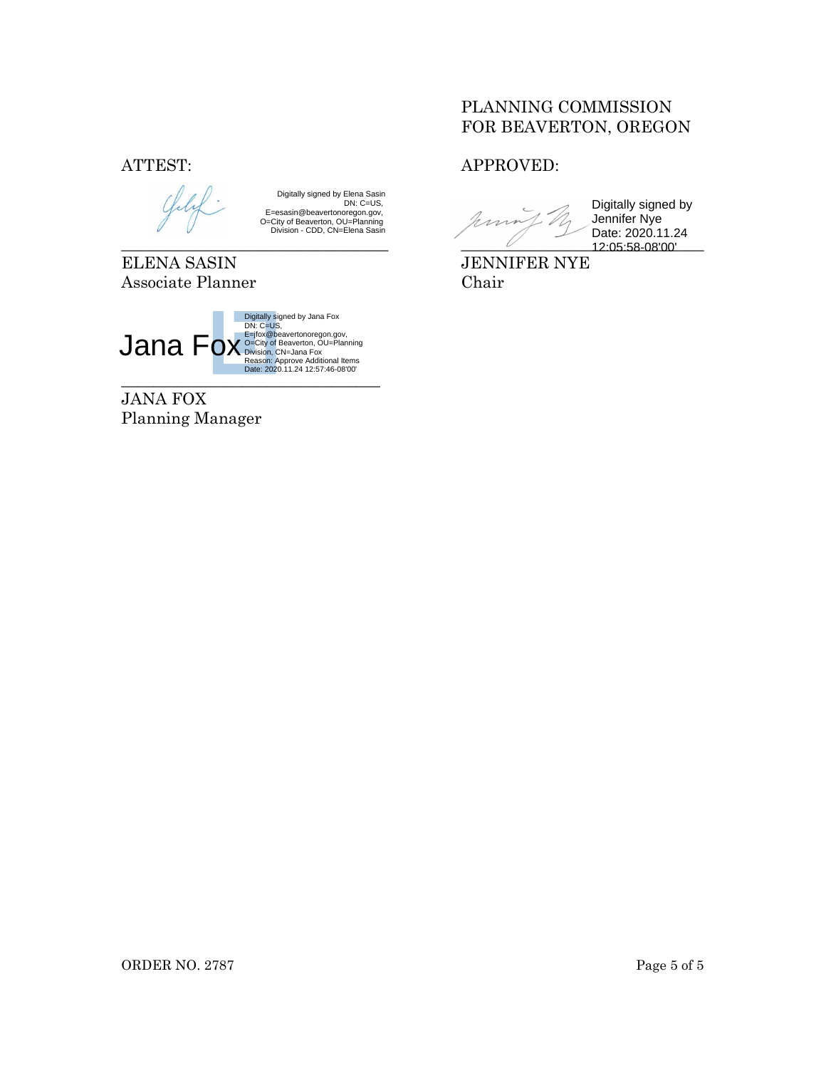PLANNING COMMISSION
FOR BEAVERTON, OREGON

ATTEST:

Digitally signed by Elena Sasin
DN: C=US,
E=esasin@beavertonoregon.gov,
O=City of Beaverton, OU=Planning
Division - CDD, CN=Elena Sasin

ELENA SASIN
Associate Planner

Jana Fox

Digitally signed by Jana Fox
DN: C=US,
E=jfox@beavertonoregon.gov,
O=City of Beaverton, OU=Planning
Division, CN=Jana Fox
Reason: Approve Additional Items
Date: 2020.11.24 12:57:46-08'00'

JANA FOX
Planning Manager

APPROVED:

Digitally signed by
Jennifer Nye
Date: 2020.11.24
12:05:58-08'00'

JENNIFER NYE
Chair

ORDER NO. 2787